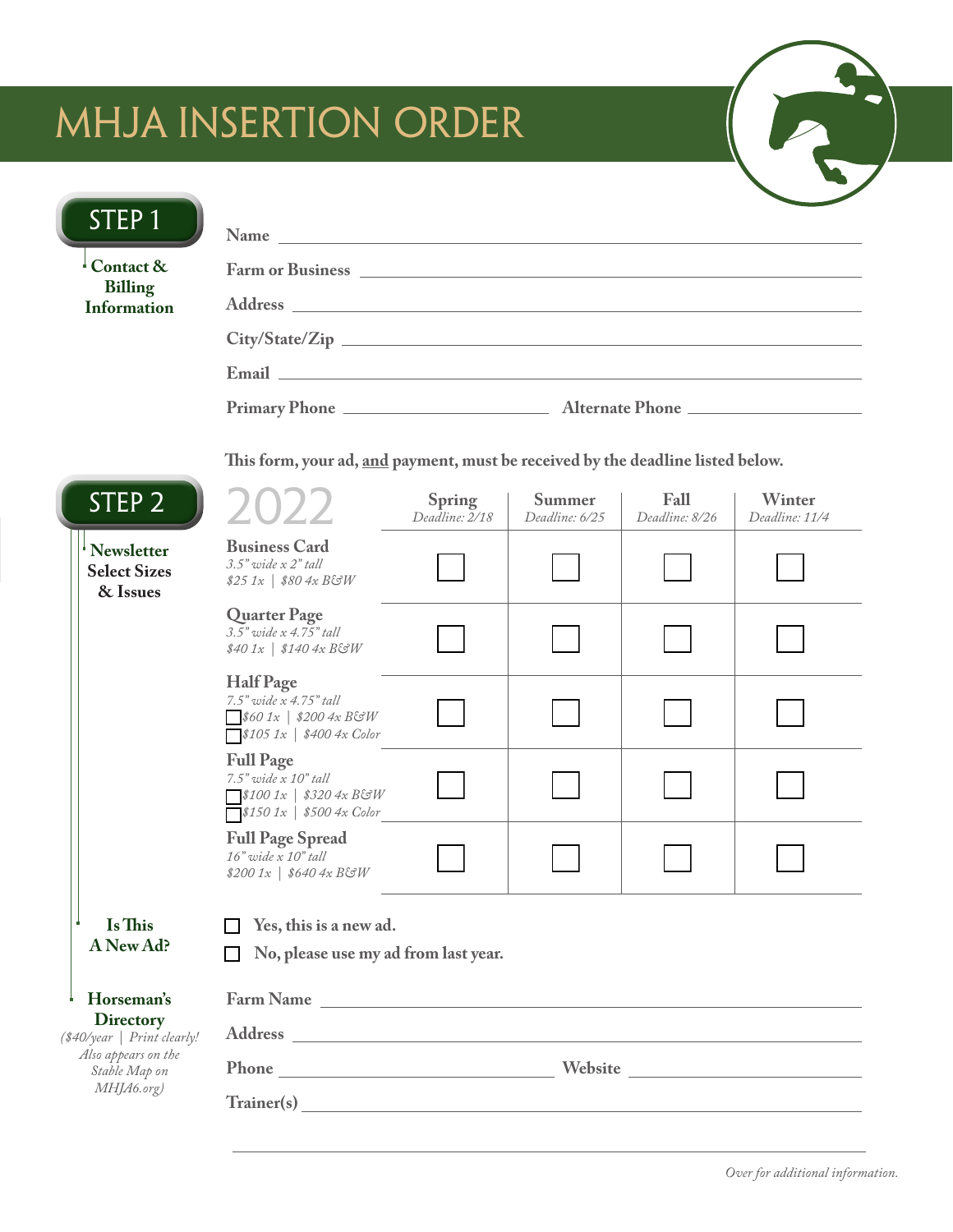# MHJA INSERTION ORDER

## STEP 1

**Contact & Billing Information**

Name ________________________________________________

Farm or Business ________________________________________________

Address ________________________________________________

City/State/Zip ________________________________________________

Email ________________________________________________

Primary Phone ____________________ Alternate Phone ____________________

**This form, your ad, and payment, must be received by the deadline listed below.**

## STEP 2

**Newsletter Select Sizes & Issues**

| 2022 | Spring *Deadline: 2/18* | Summer *Deadline: 6/25* | Fall *Deadline: 8/26* | Winter *Deadline: 11/4* |
|---|---|---|---|---|
| **Business Card** *3.5" wide x 2" tall* *$25 1x \| $80 4x B&W* | ☐ | ☐ | ☐ | ☐ |
| **Quarter Page** *3.5" wide x 4.75" tall* *$40 1x \| $140 4x B&W* | ☐ | ☐ | ☐ | ☐ |
| **Half Page** *7.5" wide x 4.75" tall* ☐ *$60 1x \| $200 4x B&W* ☐ *$105 1x \| $400 4x Color* | ☐ | ☐ | ☐ | ☐ |
| **Full Page** *7.5" wide x 10" tall* ☐ *$100 1x \| $320 4x B&W* ☐ *$150 1x \| $500 4x Color* | ☐ | ☐ | ☐ | ☐ |
| **Full Page Spread** *16" wide x 10" tall* *$200 1x \| $640 4x B&W* | ☐ | ☐ | ☐ | ☐ |

**Is This A New Ad?**

☐ **Yes, this is a new ad.**

☐ **No, please use my ad from last year.**

**Horseman's Directory**
*($40/year | Print clearly! Also appears on the Stable Map on MHJA6.org)*

Farm Name ________________________________________________

Address ________________________________________________

Phone ____________________ Website ____________________

Trainer(s) ________________________________________________

________________________________________________

*Over for additional information.*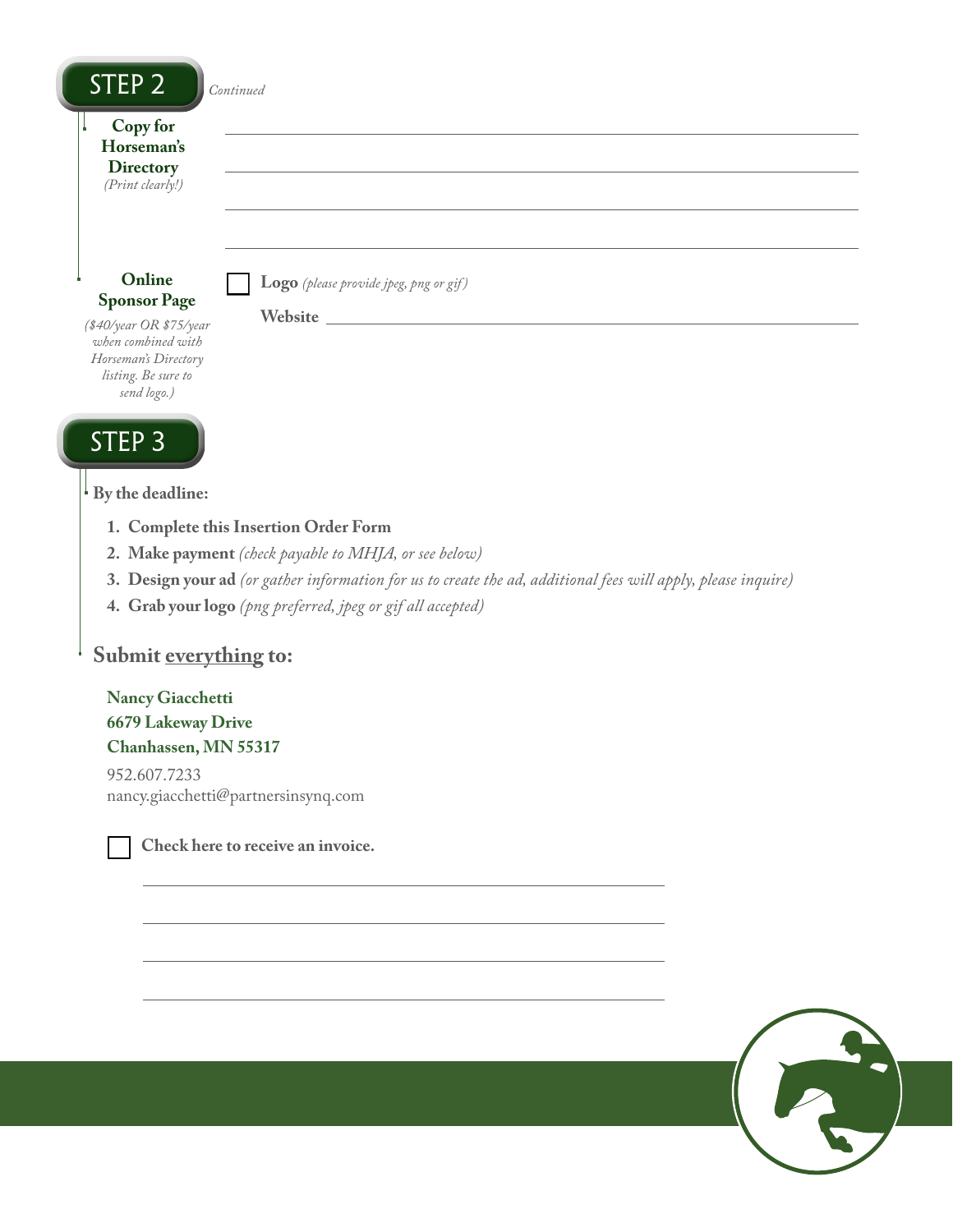## STEP 2 *Continued*

**Copy for Horseman's Directory**
*(Print clearly!)*

______________________________________________________________

______________________________________________________________

______________________________________________________________

______________________________________________________________

**Online Sponsor Page**
*($40/year OR $75/year when combined with Horseman's Directory listing. Be sure to send logo.)*

☐ **Logo** *(please provide jpeg, png or gif)*

**Website** ______________________________________________

## STEP 3

**By the deadline:**

1. **Complete this Insertion Order Form**
2. **Make payment** *(check payable to MHJA, or see below)*
3. **Design your ad** *(or gather information for us to create the ad, additional fees will apply, please inquire)*
4. **Grab your logo** *(png preferred, jpeg or gif all accepted)*

**Submit everything to:**

**Nancy Giacchetti**
**6679 Lakeway Drive**
**Chanhassen, MN 55317**

952.607.7233
nancy.giacchetti@partnersinsynq.com

☐ **Check here to receive an invoice.**

______________________________________________

______________________________________________

______________________________________________

______________________________________________